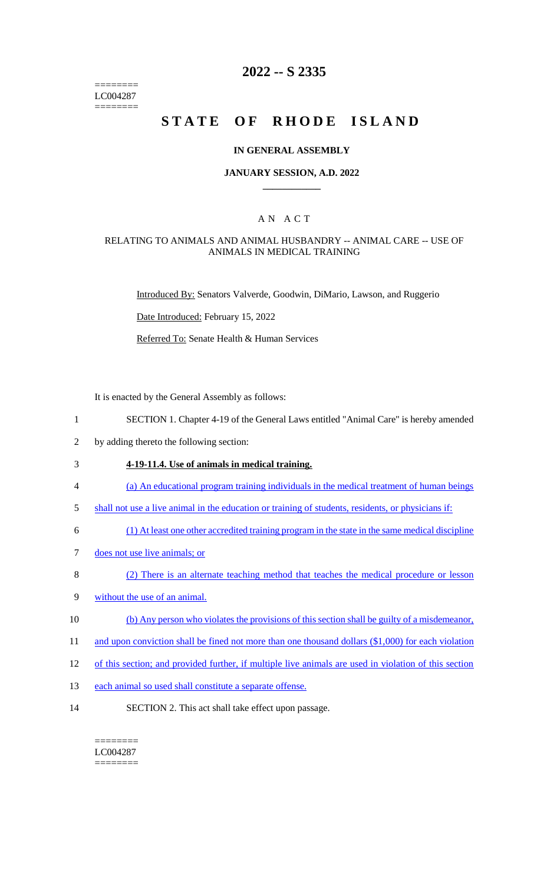========
LC004287
========

# 2022 -- S 2335

# STATE OF RHODE ISLAND

## IN GENERAL ASSEMBLY

### JANUARY SESSION, A.D. 2022

## AN ACT

### RELATING TO ANIMALS AND ANIMAL HUSBANDRY -- ANIMAL CARE -- USE OF ANIMALS IN MEDICAL TRAINING

Introduced By: Senators Valverde, Goodwin, DiMario, Lawson, and Ruggerio

Date Introduced: February 15, 2022

Referred To: Senate Health & Human Services

It is enacted by the General Assembly as follows:

1 SECTION 1. Chapter 4-19 of the General Laws entitled "Animal Care" is hereby amended
2 by adding thereto the following section:

3 **4-19-11.4. Use of animals in medical training.**

4 (a) An educational program training individuals in the medical treatment of human beings
5 shall not use a live animal in the education or training of students, residents, or physicians if:

6 (1) At least one other accredited training program in the state in the same medical discipline
7 does not use live animals; or

8 (2) There is an alternate teaching method that teaches the medical procedure or lesson
9 without the use of an animal.

10 (b) Any person who violates the provisions of this section shall be guilty of a misdemeanor,
11 and upon conviction shall be fined not more than one thousand dollars ($1,000) for each violation
12 of this section; and provided further, if multiple live animals are used in violation of this section
13 each animal so used shall constitute a separate offense.

14 SECTION 2. This act shall take effect upon passage.

========
LC004287
========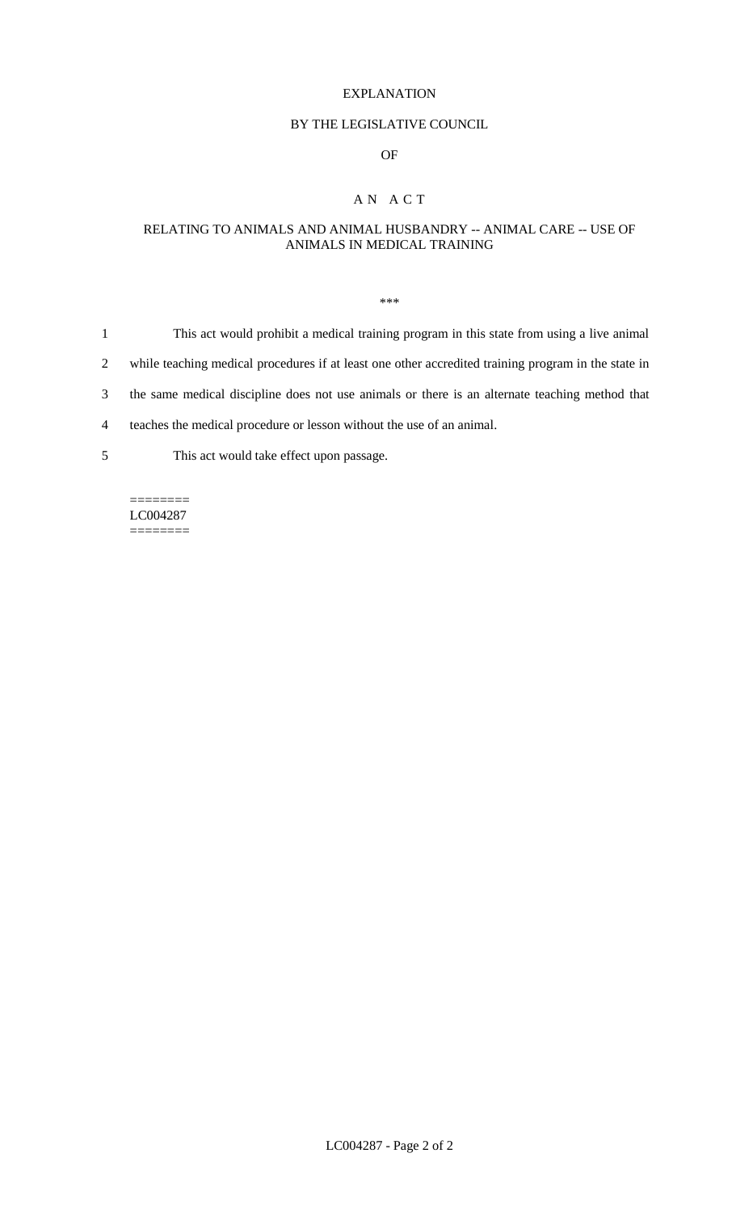EXPLANATION

BY THE LEGISLATIVE COUNCIL

OF

# A N A C T

RELATING TO ANIMALS AND ANIMAL HUSBANDRY -- ANIMAL CARE -- USE OF ANIMALS IN MEDICAL TRAINING

***

1 This act would prohibit a medical training program in this state from using a live animal
2 while teaching medical procedures if at least one other accredited training program in the state in
3 the same medical discipline does not use animals or there is an alternate teaching method that
4 teaches the medical procedure or lesson without the use of an animal.
5 This act would take effect upon passage.

========
LC004287
========